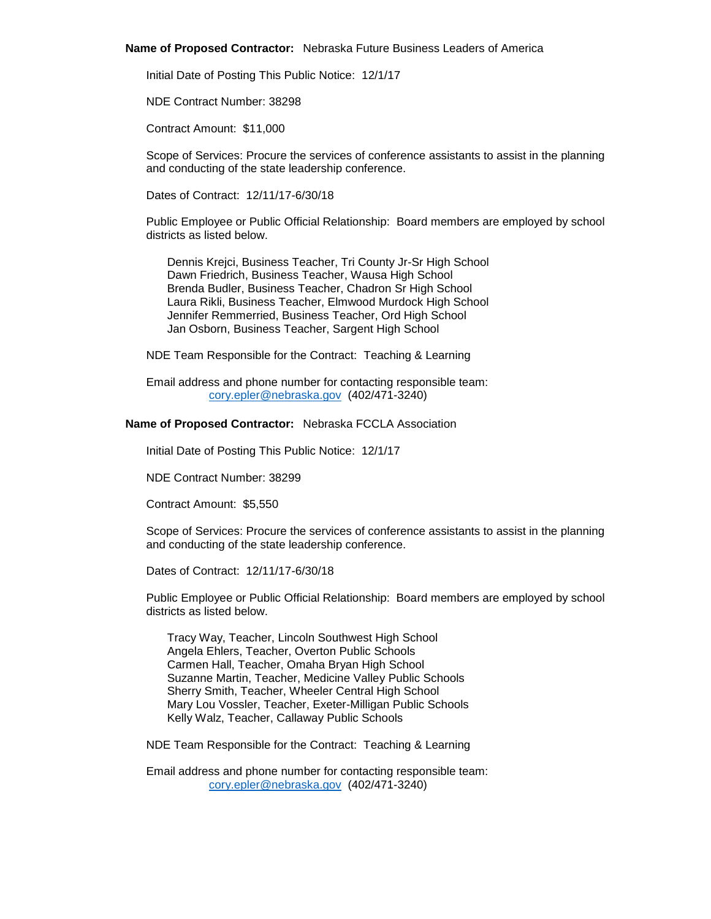**Name of Proposed Contractor:** Nebraska Future Business Leaders of America

Initial Date of Posting This Public Notice: 12/1/17

NDE Contract Number: 38298

Contract Amount: $11,000

Scope of Services: Procure the services of conference assistants to assist in the planning and conducting of the state leadership conference.

Dates of Contract: 12/11/17-6/30/18

Public Employee or Public Official Relationship: Board members are employed by school districts as listed below.

Dennis Krejci, Business Teacher, Tri County Jr-Sr High School
Dawn Friedrich, Business Teacher, Wausa High School
Brenda Budler, Business Teacher, Chadron Sr High School
Laura Rikli, Business Teacher, Elmwood Murdock High School
Jennifer Remmerried, Business Teacher, Ord High School
Jan Osborn, Business Teacher, Sargent High School

NDE Team Responsible for the Contract: Teaching & Learning

Email address and phone number for contacting responsible team:
cory.epler@nebraska.gov (402/471-3240)

**Name of Proposed Contractor:** Nebraska FCCLA Association

Initial Date of Posting This Public Notice: 12/1/17

NDE Contract Number: 38299

Contract Amount: $5,550

Scope of Services: Procure the services of conference assistants to assist in the planning and conducting of the state leadership conference.

Dates of Contract: 12/11/17-6/30/18

Public Employee or Public Official Relationship: Board members are employed by school districts as listed below.

Tracy Way, Teacher, Lincoln Southwest High School
Angela Ehlers, Teacher, Overton Public Schools
Carmen Hall, Teacher, Omaha Bryan High School
Suzanne Martin, Teacher, Medicine Valley Public Schools
Sherry Smith, Teacher, Wheeler Central High School
Mary Lou Vossler, Teacher, Exeter-Milligan Public Schools
Kelly Walz, Teacher, Callaway Public Schools

NDE Team Responsible for the Contract: Teaching & Learning

Email address and phone number for contacting responsible team:
cory.epler@nebraska.gov (402/471-3240)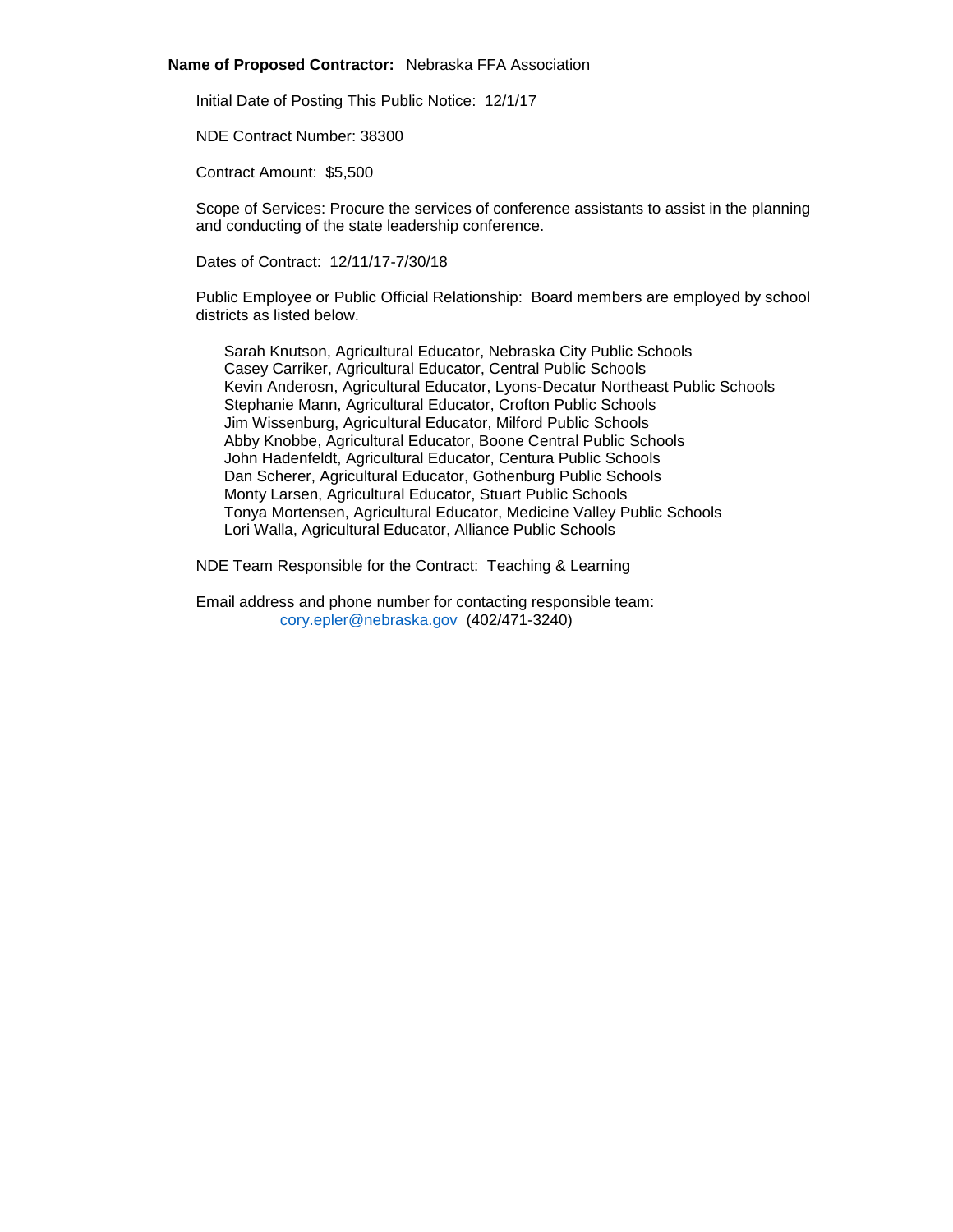**Name of Proposed Contractor:** Nebraska FFA Association

Initial Date of Posting This Public Notice: 12/1/17

NDE Contract Number: 38300

Contract Amount: $5,500

Scope of Services: Procure the services of conference assistants to assist in the planning and conducting of the state leadership conference.

Dates of Contract: 12/11/17-7/30/18

Public Employee or Public Official Relationship: Board members are employed by school districts as listed below.

Sarah Knutson, Agricultural Educator, Nebraska City Public Schools
Casey Carriker, Agricultural Educator, Central Public Schools
Kevin Anderosn, Agricultural Educator, Lyons-Decatur Northeast Public Schools
Stephanie Mann, Agricultural Educator, Crofton Public Schools
Jim Wissenburg, Agricultural Educator, Milford Public Schools
Abby Knobbe, Agricultural Educator, Boone Central Public Schools
John Hadenfeldt, Agricultural Educator, Centura Public Schools
Dan Scherer, Agricultural Educator, Gothenburg Public Schools
Monty Larsen, Agricultural Educator, Stuart Public Schools
Tonya Mortensen, Agricultural Educator, Medicine Valley Public Schools
Lori Walla, Agricultural Educator, Alliance Public Schools

NDE Team Responsible for the Contract: Teaching & Learning

Email address and phone number for contacting responsible team:
cory.epler@nebraska.gov (402/471-3240)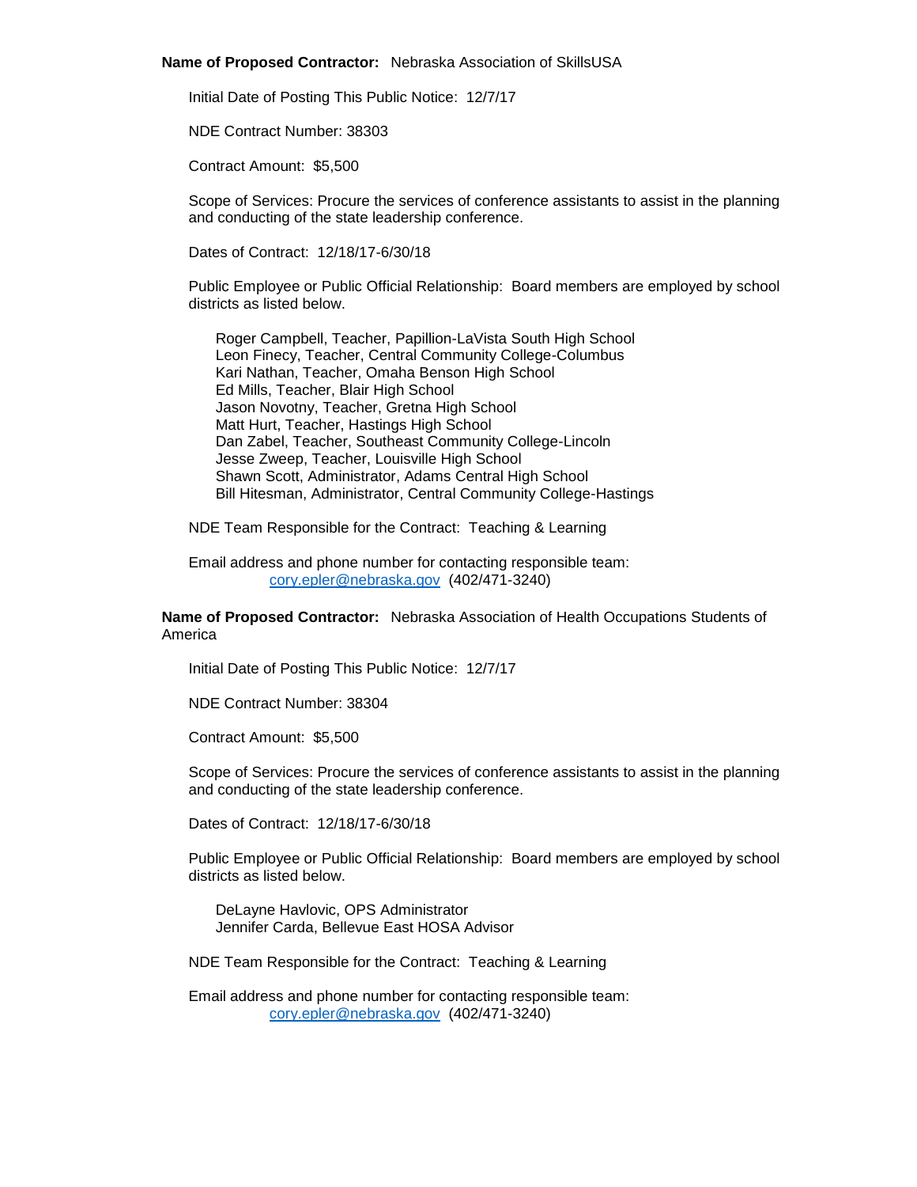**Name of Proposed Contractor:** Nebraska Association of SkillsUSA

Initial Date of Posting This Public Notice: 12/7/17

NDE Contract Number: 38303

Contract Amount: $5,500

Scope of Services: Procure the services of conference assistants to assist in the planning and conducting of the state leadership conference.

Dates of Contract: 12/18/17-6/30/18

Public Employee or Public Official Relationship: Board members are employed by school districts as listed below.

Roger Campbell, Teacher, Papillion-LaVista South High School
Leon Finecy, Teacher, Central Community College-Columbus
Kari Nathan, Teacher, Omaha Benson High School
Ed Mills, Teacher, Blair High School
Jason Novotny, Teacher, Gretna High School
Matt Hurt, Teacher, Hastings High School
Dan Zabel, Teacher, Southeast Community College-Lincoln
Jesse Zweep, Teacher, Louisville High School
Shawn Scott, Administrator, Adams Central High School
Bill Hitesman, Administrator, Central Community College-Hastings

NDE Team Responsible for the Contract: Teaching & Learning

Email address and phone number for contacting responsible team:
cory.epler@nebraska.gov (402/471-3240)

**Name of Proposed Contractor:** Nebraska Association of Health Occupations Students of America

Initial Date of Posting This Public Notice: 12/7/17

NDE Contract Number: 38304

Contract Amount: $5,500

Scope of Services: Procure the services of conference assistants to assist in the planning and conducting of the state leadership conference.

Dates of Contract: 12/18/17-6/30/18

Public Employee or Public Official Relationship: Board members are employed by school districts as listed below.

DeLayne Havlovic, OPS Administrator
Jennifer Carda, Bellevue East HOSA Advisor

NDE Team Responsible for the Contract: Teaching & Learning

Email address and phone number for contacting responsible team:
cory.epler@nebraska.gov (402/471-3240)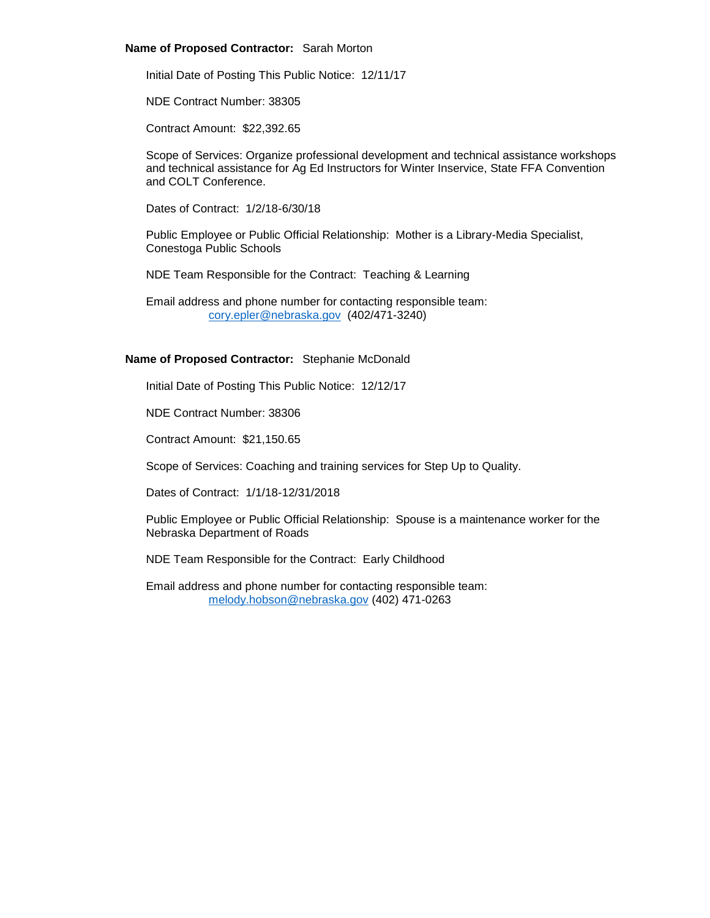**Name of Proposed Contractor:** Sarah Morton

Initial Date of Posting This Public Notice: 12/11/17

NDE Contract Number: 38305

Contract Amount: $22,392.65

Scope of Services: Organize professional development and technical assistance workshops and technical assistance for Ag Ed Instructors for Winter Inservice, State FFA Convention and COLT Conference.

Dates of Contract: 1/2/18-6/30/18

Public Employee or Public Official Relationship: Mother is a Library-Media Specialist, Conestoga Public Schools

NDE Team Responsible for the Contract: Teaching & Learning

Email address and phone number for contacting responsible team:
cory.epler@nebraska.gov (402/471-3240)

**Name of Proposed Contractor:** Stephanie McDonald

Initial Date of Posting This Public Notice: 12/12/17

NDE Contract Number: 38306

Contract Amount: $21,150.65

Scope of Services: Coaching and training services for Step Up to Quality.

Dates of Contract: 1/1/18-12/31/2018

Public Employee or Public Official Relationship: Spouse is a maintenance worker for the Nebraska Department of Roads

NDE Team Responsible for the Contract: Early Childhood

Email address and phone number for contacting responsible team:
melody.hobson@nebraska.gov (402) 471-0263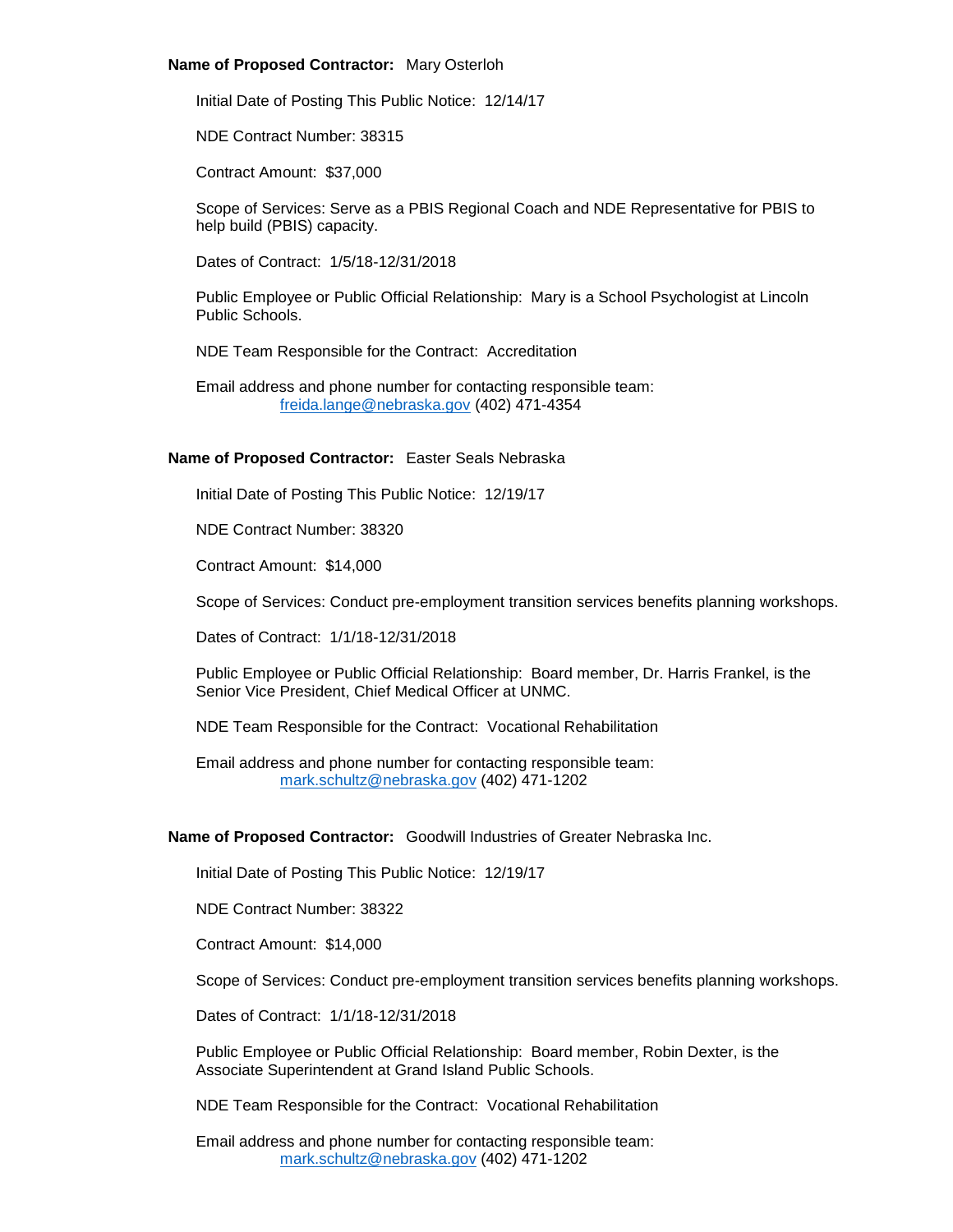**Name of Proposed Contractor:** Mary Osterloh

Initial Date of Posting This Public Notice: 12/14/17

NDE Contract Number: 38315

Contract Amount: $37,000

Scope of Services: Serve as a PBIS Regional Coach and NDE Representative for PBIS to help build (PBIS) capacity.

Dates of Contract: 1/5/18-12/31/2018

Public Employee or Public Official Relationship: Mary is a School Psychologist at Lincoln Public Schools.

NDE Team Responsible for the Contract: Accreditation

Email address and phone number for contacting responsible team:
freida.lange@nebraska.gov (402) 471-4354

**Name of Proposed Contractor:** Easter Seals Nebraska

Initial Date of Posting This Public Notice: 12/19/17

NDE Contract Number: 38320

Contract Amount: $14,000

Scope of Services: Conduct pre-employment transition services benefits planning workshops.

Dates of Contract: 1/1/18-12/31/2018

Public Employee or Public Official Relationship: Board member, Dr. Harris Frankel, is the Senior Vice President, Chief Medical Officer at UNMC.

NDE Team Responsible for the Contract: Vocational Rehabilitation

Email address and phone number for contacting responsible team:
mark.schultz@nebraska.gov (402) 471-1202

**Name of Proposed Contractor:** Goodwill Industries of Greater Nebraska Inc.

Initial Date of Posting This Public Notice: 12/19/17

NDE Contract Number: 38322

Contract Amount: $14,000

Scope of Services: Conduct pre-employment transition services benefits planning workshops.

Dates of Contract: 1/1/18-12/31/2018

Public Employee or Public Official Relationship: Board member, Robin Dexter, is the Associate Superintendent at Grand Island Public Schools.

NDE Team Responsible for the Contract: Vocational Rehabilitation

Email address and phone number for contacting responsible team:
mark.schultz@nebraska.gov (402) 471-1202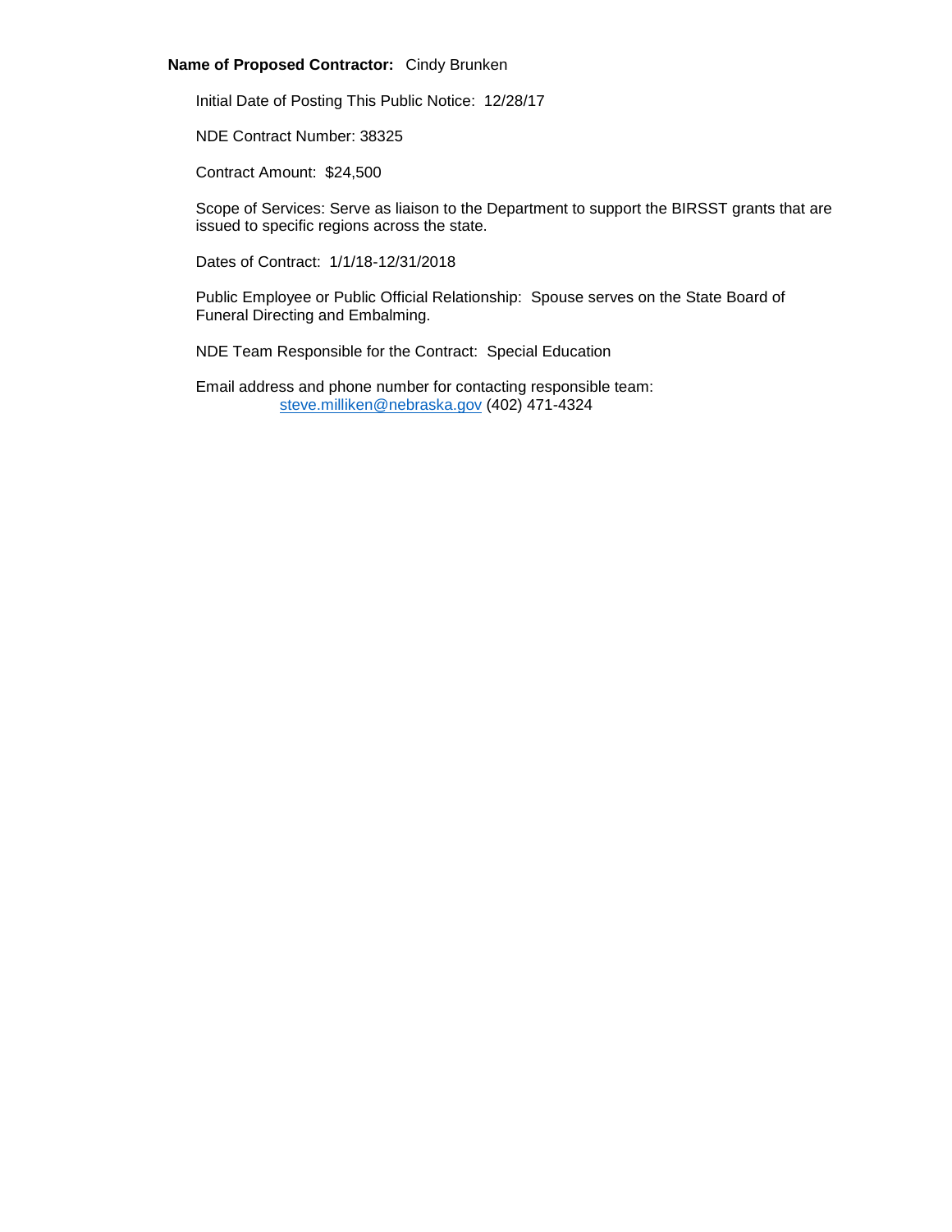**Name of Proposed Contractor:** Cindy Brunken

Initial Date of Posting This Public Notice: 12/28/17

NDE Contract Number: 38325

Contract Amount: $24,500

Scope of Services: Serve as liaison to the Department to support the BIRSST grants that are issued to specific regions across the state.

Dates of Contract: 1/1/18-12/31/2018

Public Employee or Public Official Relationship: Spouse serves on the State Board of Funeral Directing and Embalming.

NDE Team Responsible for the Contract: Special Education

Email address and phone number for contacting responsible team:
steve.milliken@nebraska.gov (402) 471-4324